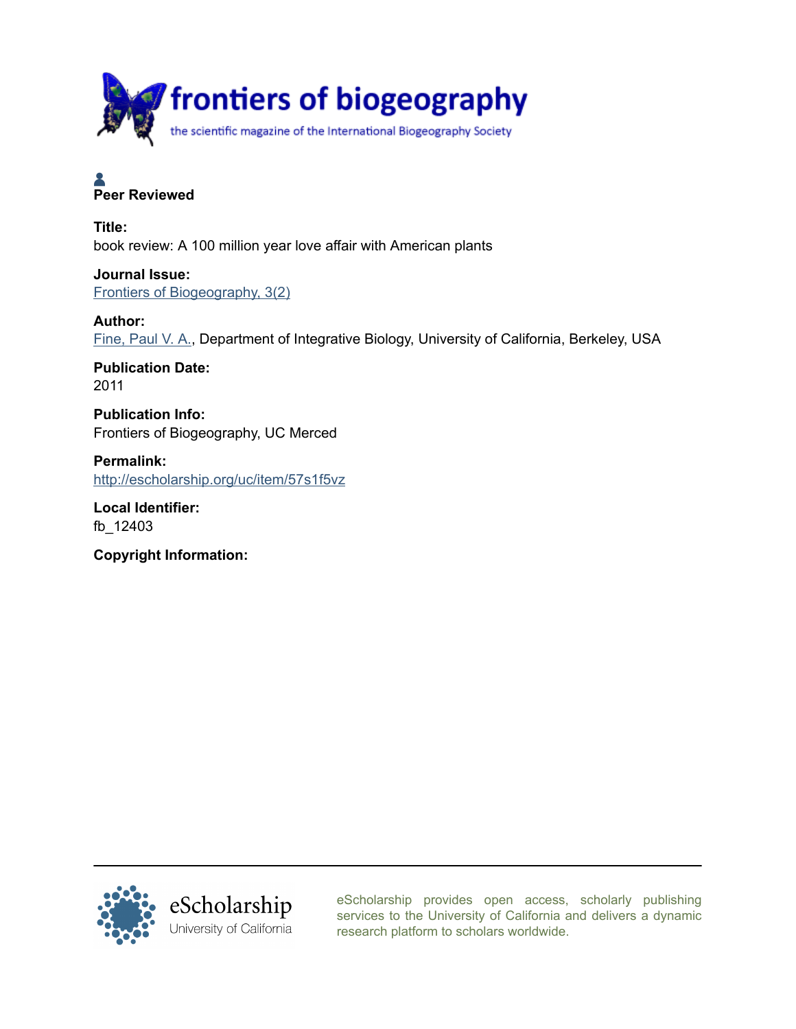frontiers of biogeography

the scientific magazine of the International Biogeography Society

**Peer Reviewed**

**Title:**
book review: A 100 million year love affair with American plants

**Journal Issue:**
Frontiers of Biogeography, 3(2)

**Author:**
Fine, Paul V. A., Department of Integrative Biology, University of California, Berkeley, USA

**Publication Date:**
2011

**Publication Info:**
Frontiers of Biogeography, UC Merced

**Permalink:**
http://escholarship.org/uc/item/57s1f5vz

**Local Identifier:**
fb_12403

**Copyright Information:**

eScholarship
University of California

eScholarship provides open access, scholarly publishing services to the University of California and delivers a dynamic research platform to scholars worldwide.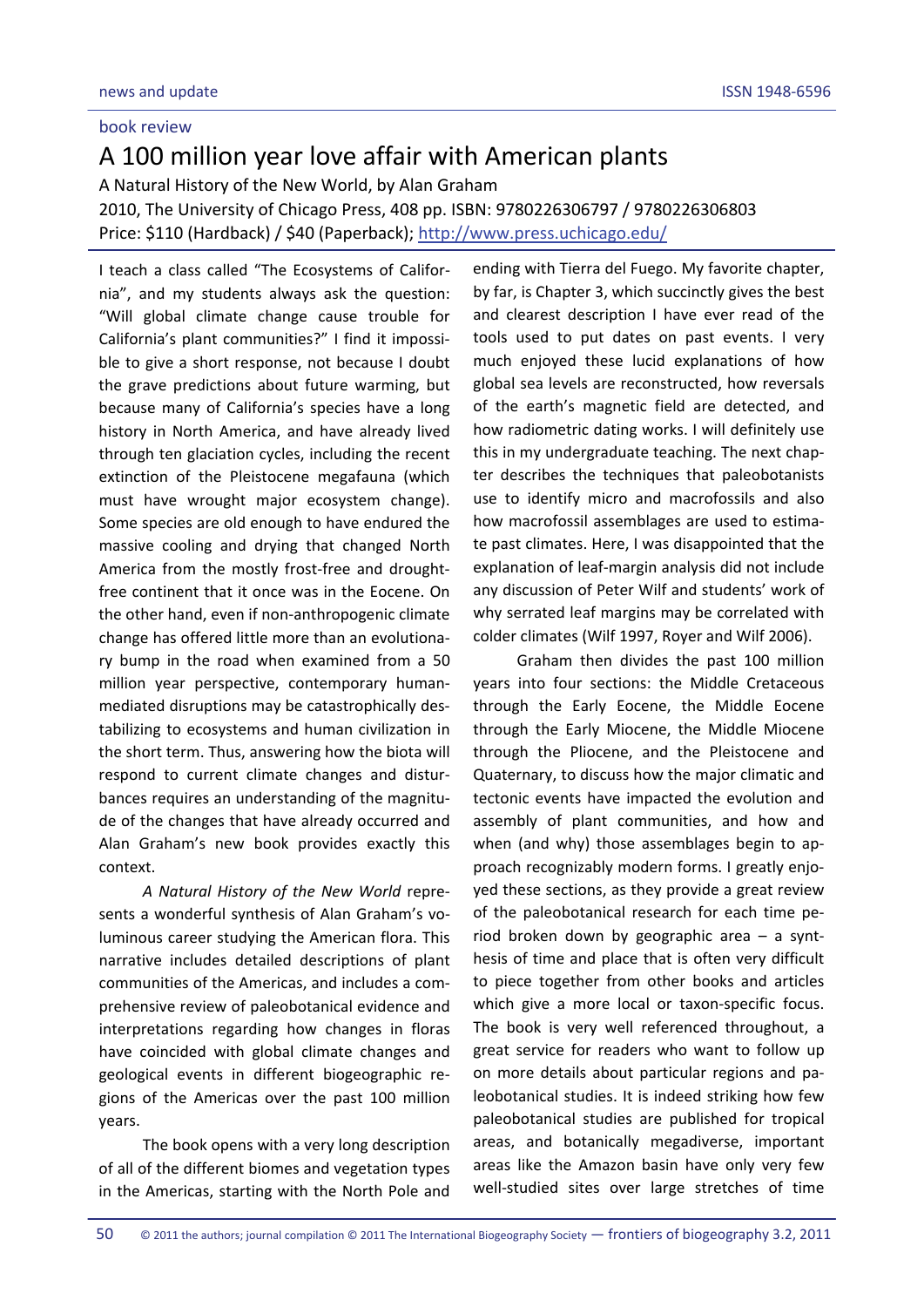news and update

book review

# A 100 million year love affair with American plants

A Natural History of the New World, by Alan Graham
2010, The University of Chicago Press, 408 pp. ISBN: 9780226306797 / 9780226306803
Price: $110 (Hardback) / $40 (Paperback); http://www.press.uchicago.edu/

I teach a class called "The Ecosystems of California", and my students always ask the question: "Will global climate change cause trouble for California's plant communities?" I find it impossible to give a short response, not because I doubt the grave predictions about future warming, but because many of California's species have a long history in North America, and have already lived through ten glaciation cycles, including the recent extinction of the Pleistocene megafauna (which must have wrought major ecosystem change). Some species are old enough to have endured the massive cooling and drying that changed North America from the mostly frost-free and drought-free continent that it once was in the Eocene. On the other hand, even if non-anthropogenic climate change has offered little more than an evolutionary bump in the road when examined from a 50 million year perspective, contemporary human-mediated disruptions may be catastrophically destabilizing to ecosystems and human civilization in the short term. Thus, answering how the biota will respond to current climate changes and disturbances requires an understanding of the magnitude of the changes that have already occurred and Alan Graham's new book provides exactly this context.

*A Natural History of the New World* represents a wonderful synthesis of Alan Graham's voluminous career studying the American flora. This narrative includes detailed descriptions of plant communities of the Americas, and includes a comprehensive review of paleobotanical evidence and interpretations regarding how changes in floras have coincided with global climate changes and geological events in different biogeographic regions of the Americas over the past 100 million years.

The book opens with a very long description of all of the different biomes and vegetation types in the Americas, starting with the North Pole and ending with Tierra del Fuego. My favorite chapter, by far, is Chapter 3, which succinctly gives the best and clearest description I have ever read of the tools used to put dates on past events. I very much enjoyed these lucid explanations of how global sea levels are reconstructed, how reversals of the earth's magnetic field are detected, and how radiometric dating works. I will definitely use this in my undergraduate teaching. The next chapter describes the techniques that paleobotanists use to identify micro and macrofossils and also how macrofossil assemblages are used to estimate past climates. Here, I was disappointed that the explanation of leaf-margin analysis did not include any discussion of Peter Wilf and students' work of why serrated leaf margins may be correlated with colder climates (Wilf 1997, Royer and Wilf 2006).

Graham then divides the past 100 million years into four sections: the Middle Cretaceous through the Early Eocene, the Middle Eocene through the Early Miocene, the Middle Miocene through the Pliocene, and the Pleistocene and Quaternary, to discuss how the major climatic and tectonic events have impacted the evolution and assembly of plant communities, and how and when (and why) those assemblages begin to approach recognizably modern forms. I greatly enjoyed these sections, as they provide a great review of the paleobotanical research for each time period broken down by geographic area – a synthesis of time and place that is often very difficult to piece together from other books and articles which give a more local or taxon-specific focus. The book is very well referenced throughout, a great service for readers who want to follow up on more details about particular regions and paleobotanical studies. It is indeed striking how few paleobotanical studies are published for tropical areas, and botanically megadiverse, important areas like the Amazon basin have only very few well-studied sites over large stretches of time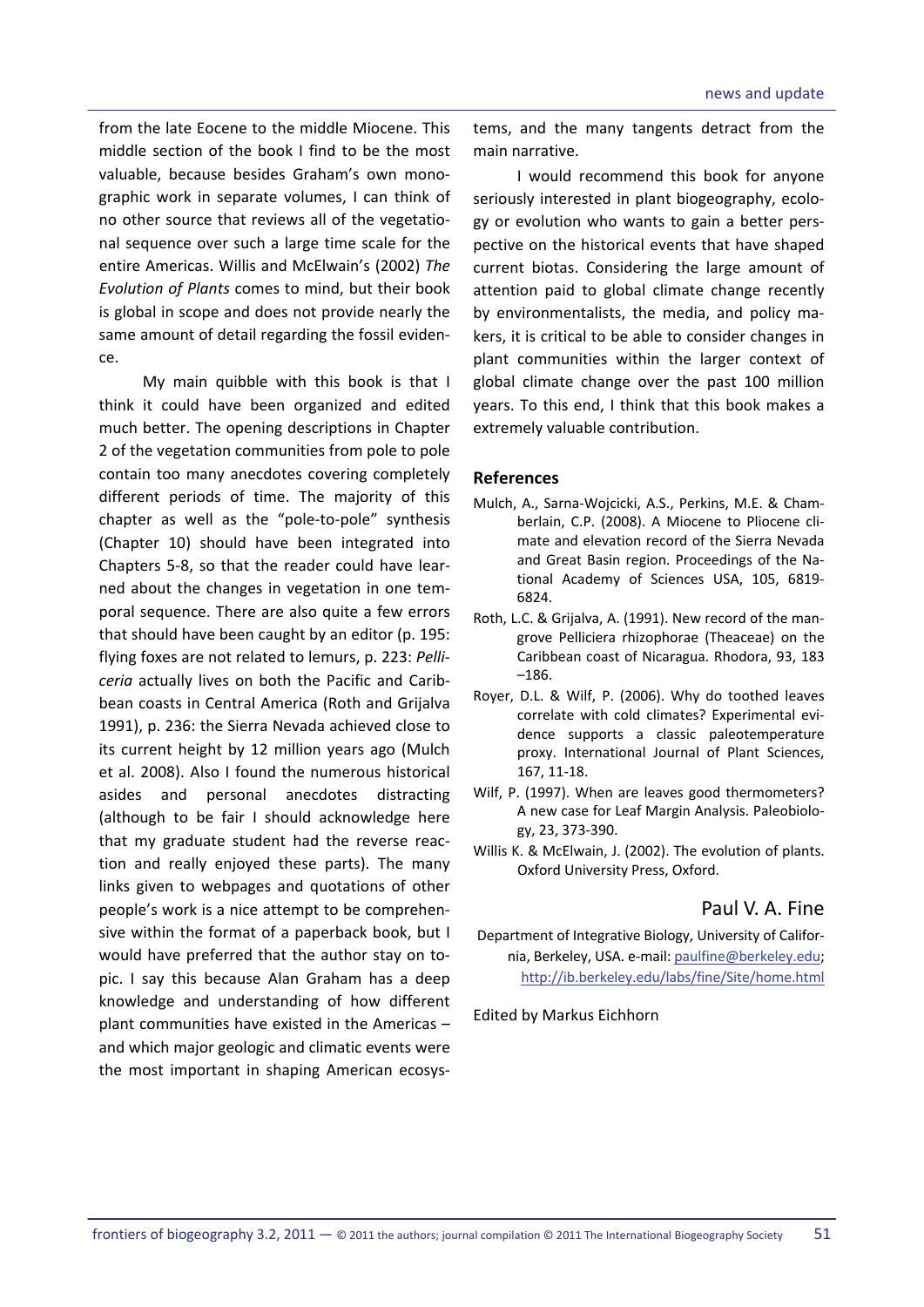from the late Eocene to the middle Miocene. This middle section of the book I find to be the most valuable, because besides Graham's own monographic work in separate volumes, I can think of no other source that reviews all of the vegetational sequence over such a large time scale for the entire Americas. Willis and McElwain's (2002) *The Evolution of Plants* comes to mind, but their book is global in scope and does not provide nearly the same amount of detail regarding the fossil evidence.

My main quibble with this book is that I think it could have been organized and edited much better. The opening descriptions in Chapter 2 of the vegetation communities from pole to pole contain too many anecdotes covering completely different periods of time. The majority of this chapter as well as the "pole-to-pole" synthesis (Chapter 10) should have been integrated into Chapters 5-8, so that the reader could have learned about the changes in vegetation in one temporal sequence. There are also quite a few errors that should have been caught by an editor (p. 195: flying foxes are not related to lemurs, p. 223: *Pelliceria* actually lives on both the Pacific and Caribbean coasts in Central America (Roth and Grijalva 1991), p. 236: the Sierra Nevada achieved close to its current height by 12 million years ago (Mulch et al. 2008). Also I found the numerous historical asides and personal anecdotes distracting (although to be fair I should acknowledge here that my graduate student had the reverse reaction and really enjoyed these parts). The many links given to webpages and quotations of other people's work is a nice attempt to be comprehensive within the format of a paperback book, but I would have preferred that the author stay on topic. I say this because Alan Graham has a deep knowledge and understanding of how different plant communities have existed in the Americas – and which major geologic and climatic events were the most important in shaping American ecosystems, and the many tangents detract from the main narrative.

I would recommend this book for anyone seriously interested in plant biogeography, ecology or evolution who wants to gain a better perspective on the historical events that have shaped current biotas. Considering the large amount of attention paid to global climate change recently by environmentalists, the media, and policy makers, it is critical to be able to consider changes in plant communities within the larger context of global climate change over the past 100 million years. To this end, I think that this book makes a extremely valuable contribution.

## References

Mulch, A., Sarna-Wojcicki, A.S., Perkins, M.E. & Chamberlain, C.P. (2008). A Miocene to Pliocene climate and elevation record of the Sierra Nevada and Great Basin region. Proceedings of the National Academy of Sciences USA, 105, 6819-6824.

Roth, L.C. & Grijalva, A. (1991). New record of the mangrove Pelliciera rhizophorae (Theaceae) on the Caribbean coast of Nicaragua. Rhodora, 93, 183–186.

Royer, D.L. & Wilf, P. (2006). Why do toothed leaves correlate with cold climates? Experimental evidence supports a classic paleotemperature proxy. International Journal of Plant Sciences, 167, 11-18.

Wilf, P. (1997). When are leaves good thermometers? A new case for Leaf Margin Analysis. Paleobiology, 23, 373-390.

Willis K. & McElwain, J. (2002). The evolution of plants. Oxford University Press, Oxford.

**Paul V. A. Fine**

Department of Integrative Biology, University of California, Berkeley, USA. e-mail: paulfine@berkeley.edu; http://ib.berkeley.edu/labs/fine/Site/home.html

Edited by Markus Eichhorn